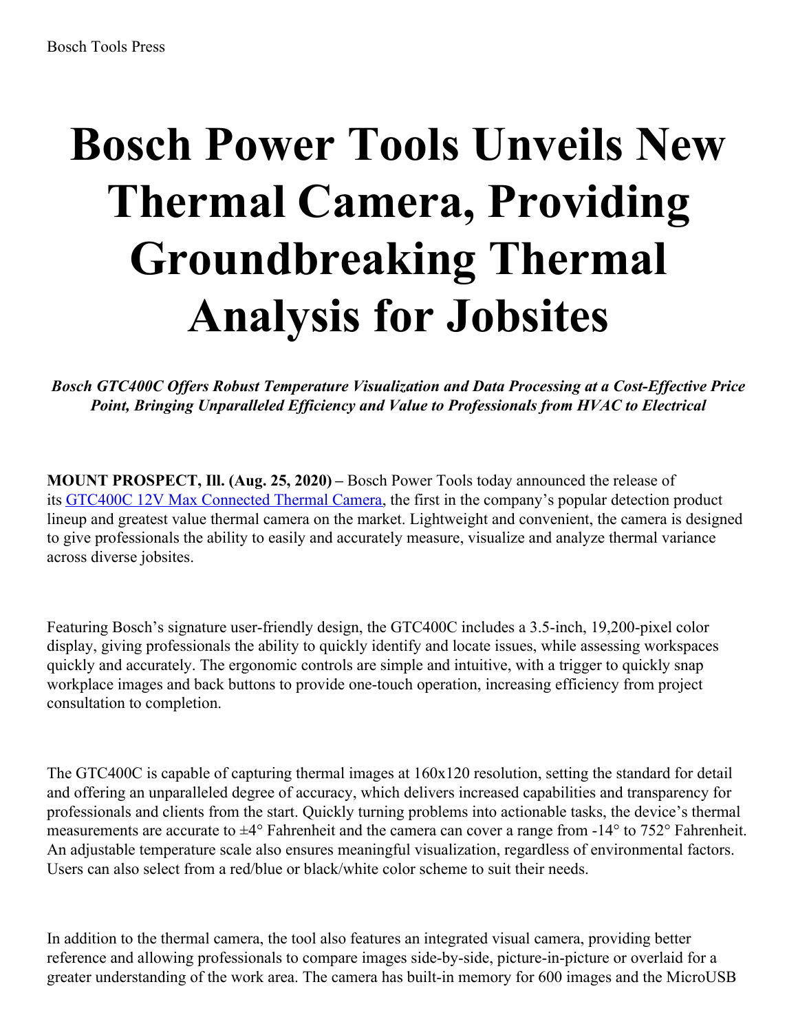# Bosch Power Tools Unveils New Thermal Camera, Providing Groundbreaking Thermal Analysis for Jobsites

***Bosch GTC400C Offers Robust Temperature Visualization and Data Processing at a Cost-Effective Price Point, Bringing Unparalleled Efficiency and Value to Professionals from HVAC to Electrical***

**MOUNT PROSPECT, Ill. (Aug. 25, 2020) –** Bosch Power Tools today announced the release of its GTC400C 12V Max Connected Thermal Camera, the first in the company's popular detection product lineup and greatest value thermal camera on the market. Lightweight and convenient, the camera is designed to give professionals the ability to easily and accurately measure, visualize and analyze thermal variance across diverse jobsites.

Featuring Bosch's signature user-friendly design, the GTC400C includes a 3.5-inch, 19,200-pixel color display, giving professionals the ability to quickly identify and locate issues, while assessing workspaces quickly and accurately. The ergonomic controls are simple and intuitive, with a trigger to quickly snap workplace images and back buttons to provide one-touch operation, increasing efficiency from project consultation to completion.

The GTC400C is capable of capturing thermal images at 160x120 resolution, setting the standard for detail and offering an unparalleled degree of accuracy, which delivers increased capabilities and transparency for professionals and clients from the start. Quickly turning problems into actionable tasks, the device's thermal measurements are accurate to ±4° Fahrenheit and the camera can cover a range from -14° to 752° Fahrenheit. An adjustable temperature scale also ensures meaningful visualization, regardless of environmental factors. Users can also select from a red/blue or black/white color scheme to suit their needs.

In addition to the thermal camera, the tool also features an integrated visual camera, providing better reference and allowing professionals to compare images side-by-side, picture-in-picture or overlaid for a greater understanding of the work area. The camera has built-in memory for 600 images and the MicroUSB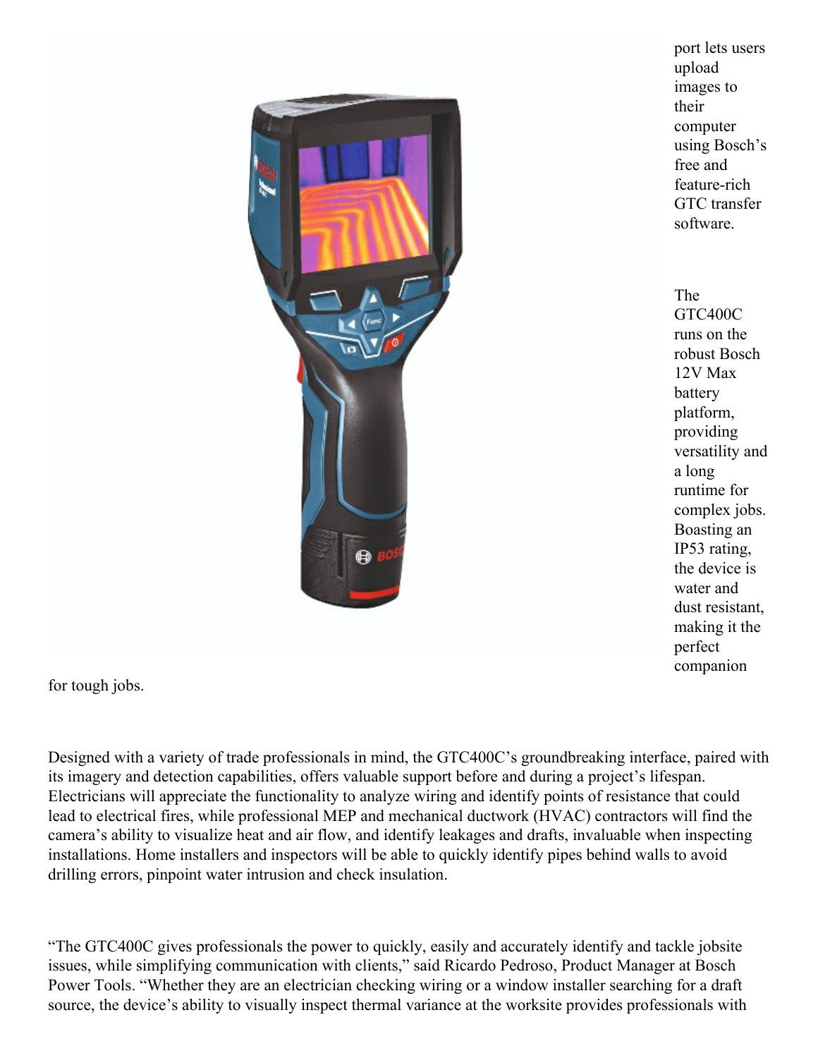port lets users upload images to their computer using Bosch's free and feature-rich GTC transfer software.

The GTC400C runs on the robust Bosch 12V Max battery platform, providing versatility and a long runtime for complex jobs. Boasting an IP53 rating, the device is water and dust resistant, making it the perfect companion for tough jobs.

Designed with a variety of trade professionals in mind, the GTC400C's groundbreaking interface, paired with its imagery and detection capabilities, offers valuable support before and during a project's lifespan. Electricians will appreciate the functionality to analyze wiring and identify points of resistance that could lead to electrical fires, while professional MEP and mechanical ductwork (HVAC) contractors will find the camera's ability to visualize heat and air flow, and identify leakages and drafts, invaluable when inspecting installations. Home installers and inspectors will be able to quickly identify pipes behind walls to avoid drilling errors, pinpoint water intrusion and check insulation.

"The GTC400C gives professionals the power to quickly, easily and accurately identify and tackle jobsite issues, while simplifying communication with clients," said Ricardo Pedroso, Product Manager at Bosch Power Tools. "Whether they are an electrician checking wiring or a window installer searching for a draft source, the device's ability to visually inspect thermal variance at the worksite provides professionals with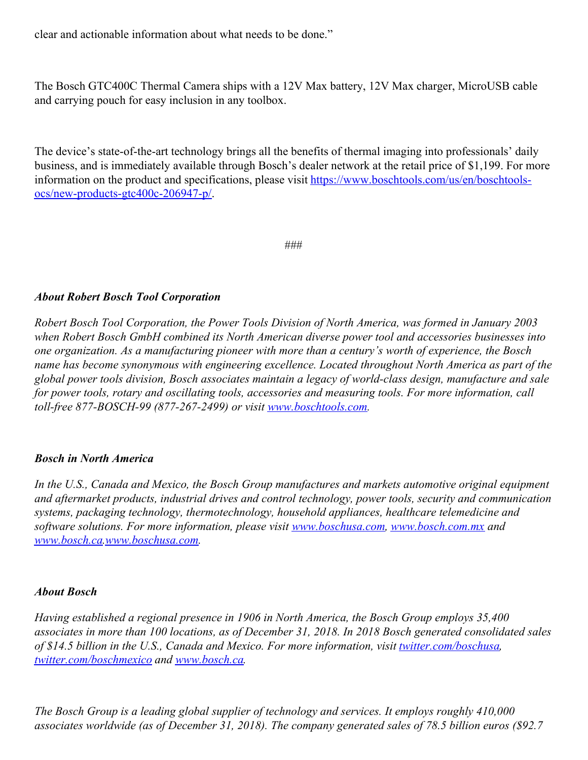clear and actionable information about what needs to be done."

The Bosch GTC400C Thermal Camera ships with a 12V Max battery, 12V Max charger, MicroUSB cable and carrying pouch for easy inclusion in any toolbox.

The device's state-of-the-art technology brings all the benefits of thermal imaging into professionals' daily business, and is immediately available through Bosch's dealer network at the retail price of $1,199. For more information on the product and specifications, please visit [https://www.boschtools.com/us/en/boschtools-ocs/new-products-gtc400c-206947-p/](https://www.boschtools.com/us/en/boschtools-ocs/new-products-gtc400c-206947-p/).

###

***About Robert Bosch Tool Corporation***

*Robert Bosch Tool Corporation, the Power Tools Division of North America, was formed in January 2003 when Robert Bosch GmbH combined its North American diverse power tool and accessories businesses into one organization. As a manufacturing pioneer with more than a century's worth of experience, the Bosch name has become synonymous with engineering excellence. Located throughout North America as part of the global power tools division, Bosch associates maintain a legacy of world-class design, manufacture and sale for power tools, rotary and oscillating tools, accessories and measuring tools. For more information, call toll-free 877-BOSCH-99 (877-267-2499) or visit [www.boschtools.com](http://www.boschtools.com).*

***Bosch in North America***

*In the U.S., Canada and Mexico, the Bosch Group manufactures and markets automotive original equipment and aftermarket products, industrial drives and control technology, power tools, security and communication systems, packaging technology, thermotechnology, household appliances, healthcare telemedicine and software solutions. For more information, please visit [www.boschusa.com](http://www.boschusa.com), [www.bosch.com.mx](http://www.bosch.com.mx) and [www.bosch.ca](http://www.bosch.ca).[www.boschusa.com](http://www.boschusa.com).*

***About Bosch***

*Having established a regional presence in 1906 in North America, the Bosch Group employs 35,400 associates in more than 100 locations, as of December 31, 2018. In 2018 Bosch generated consolidated sales of $14.5 billion in the U.S., Canada and Mexico. For more information, visit [twitter.com/boschusa](http://twitter.com/boschusa), [twitter.com/boschmexico](http://twitter.com/boschmexico) and [www.bosch.ca](http://www.bosch.ca).*

*The Bosch Group is a leading global supplier of technology and services. It employs roughly 410,000 associates worldwide (as of December 31, 2018). The company generated sales of 78.5 billion euros ($92.7*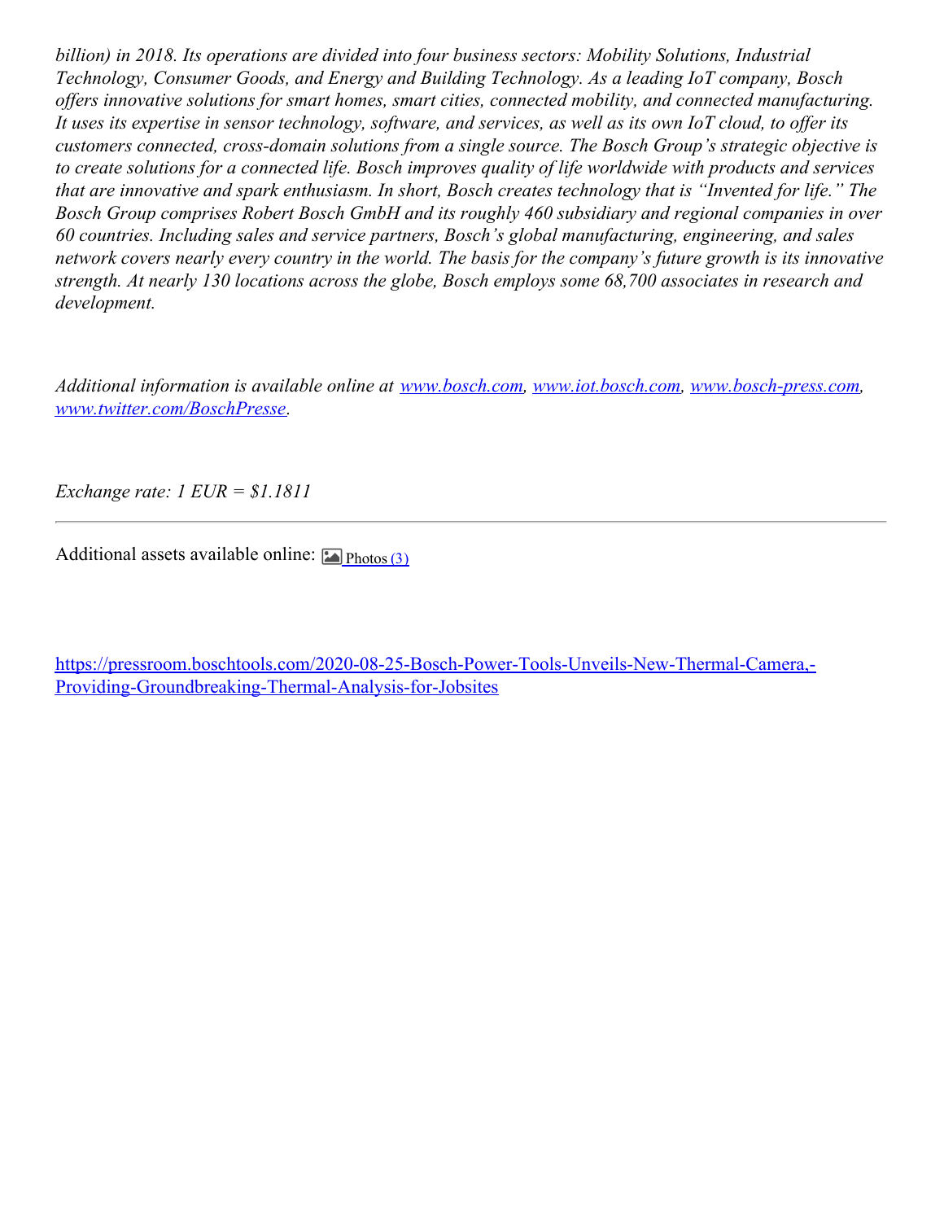*billion) in 2018. Its operations are divided into four business sectors: Mobility Solutions, Industrial Technology, Consumer Goods, and Energy and Building Technology. As a leading IoT company, Bosch offers innovative solutions for smart homes, smart cities, connected mobility, and connected manufacturing. It uses its expertise in sensor technology, software, and services, as well as its own IoT cloud, to offer its customers connected, cross-domain solutions from a single source. The Bosch Group's strategic objective is to create solutions for a connected life. Bosch improves quality of life worldwide with products and services that are innovative and spark enthusiasm. In short, Bosch creates technology that is "Invented for life." The Bosch Group comprises Robert Bosch GmbH and its roughly 460 subsidiary and regional companies in over 60 countries. Including sales and service partners, Bosch's global manufacturing, engineering, and sales network covers nearly every country in the world. The basis for the company's future growth is its innovative strength. At nearly 130 locations across the globe, Bosch employs some 68,700 associates in research and development.*

*Additional information is available online at [www.bosch.com](http://www.bosch.com), [www.iot.bosch.com](http://www.iot.bosch.com), [www.bosch-press.com](http://www.bosch-press.com), [www.twitter.com/BoschPresse](http://www.twitter.com/BoschPresse).*

*Exchange rate: 1 EUR = $1.1811*

---

Additional assets available online: Photos (3)

[https://pressroom.boschtools.com/2020-08-25-Bosch-Power-Tools-Unveils-New-Thermal-Camera,-Providing-Groundbreaking-Thermal-Analysis-for-Jobsites](https://pressroom.boschtools.com/2020-08-25-Bosch-Power-Tools-Unveils-New-Thermal-Camera,-Providing-Groundbreaking-Thermal-Analysis-for-Jobsites)